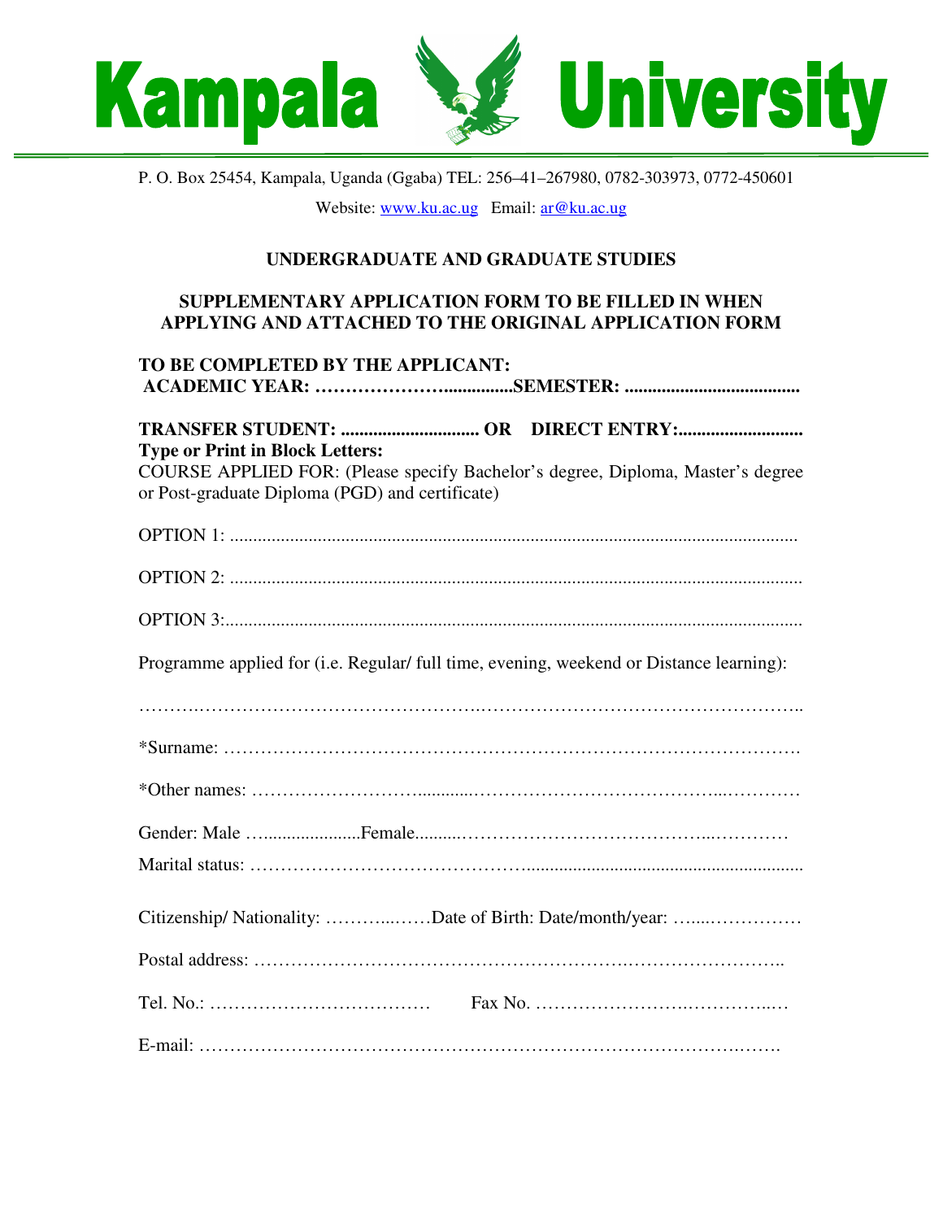# Kampala University

P. O. Box 25454, Kampala, Uganda (Ggaba) TEL: 256–41–267980, 0782-303973, 0772-450601

Website: www.ku.ac.ug Email: ar@ku.ac.ug

## UNDERGRADUATE AND GRADUATE STUDIES

## SUPPLEMENTARY APPLICATION FORM TO BE FILLED IN WHEN APPLYING AND ATTACHED TO THE ORIGINAL APPLICATION FORM

**TO BE COMPLETED BY THE APPLICANT:**
**ACADEMIC YEAR: …………………...............SEMESTER: .....................................**

**TRANSFER STUDENT: .............................. OR DIRECT ENTRY:...........................**
**Type or Print in Block Letters:**
COURSE APPLIED FOR: (Please specify Bachelor's degree, Diploma, Master's degree or Post-graduate Diploma (PGD) and certificate)

OPTION 1: ..........................................................................................................................

OPTION 2: ..........................................................................................................................

OPTION 3:...........................................................................................................................

Programme applied for (i.e. Regular/ full time, evening, weekend or Distance learning):

…………………………………………………………………………………………………..

*Surname: ………………………………………………………………………………….

*Other names: ……………………….........……………………………………...…………

Gender: Male …....................Female..........…………………………………...…………

Marital status: ……………………………………............................................................

Citizenship/ Nationality: ………...……Date of Birth: Date/month/year: …....……………

Postal address: …………………………………………………….……………………..

Tel. No.: ……………………………… Fax No. ……………………….…………..…

E-mail: ………………………………………………………………………….…….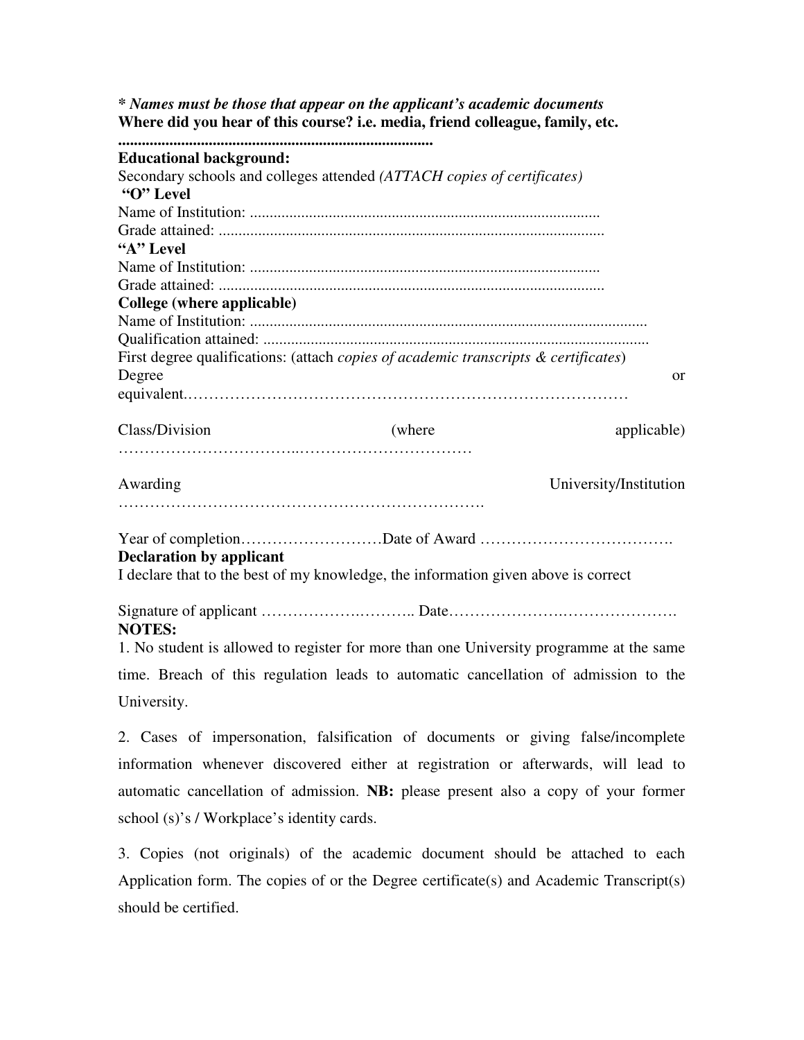*** Names must be those that appear on the applicant's academic documents**

**Where did you hear of this course? i.e. media, friend colleague, family, etc.**

**................................................................................**

**Educational background:**

Secondary schools and colleges attended *(ATTACH copies of certificates)*

**"O" Level**

Name of Institution: ........................................................................................

Grade attained: .................................................................................................

**"A" Level**

Name of Institution: ........................................................................................

Grade attained: .................................................................................................

**College (where applicable)**

Name of Institution: ....................................................................................................

Qualification attained: .................................................................................................

First degree qualifications: (attach *copies of academic transcripts & certificates*)

Degree or equivalent.…………………………………………………………………………

Class/Division (where applicable) ……………………………..……………………………

Awarding University/Institution …………………………………………………………….

Year of completion………………………Date of Award ……………………………….

**Declaration by applicant**

I declare that to the best of my knowledge, the information given above is correct

Signature of applicant ……………….……….. Date…………………….………………….

**NOTES:**

1. No student is allowed to register for more than one University programme at the same time. Breach of this regulation leads to automatic cancellation of admission to the University.

2. Cases of impersonation, falsification of documents or giving false/incomplete information whenever discovered either at registration or afterwards, will lead to automatic cancellation of admission. **NB:** please present also a copy of your former school (s)'s **/** Workplace's identity cards.

3. Copies (not originals) of the academic document should be attached to each Application form. The copies of or the Degree certificate(s) and Academic Transcript(s) should be certified.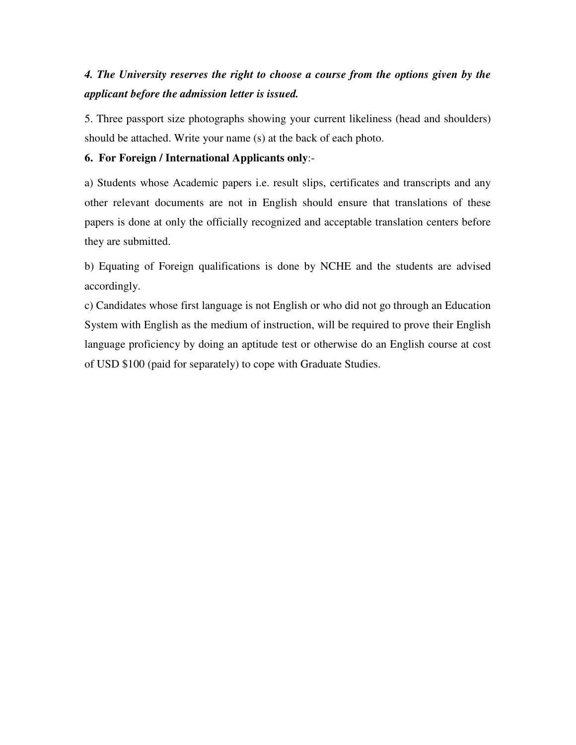***4. The University reserves the right to choose a course from the options given by the applicant before the admission letter is issued.***

5. Three passport size photographs showing your current likeliness (head and shoulders) should be attached. Write your name (s) at the back of each photo.

**6. For Foreign / International Applicants only**:-

a) Students whose Academic papers i.e. result slips, certificates and transcripts and any other relevant documents are not in English should ensure that translations of these papers is done at only the officially recognized and acceptable translation centers before they are submitted.

b) Equating of Foreign qualifications is done by NCHE and the students are advised accordingly.

c) Candidates whose first language is not English or who did not go through an Education System with English as the medium of instruction, will be required to prove their English language proficiency by doing an aptitude test or otherwise do an English course at cost of USD $100 (paid for separately) to cope with Graduate Studies.